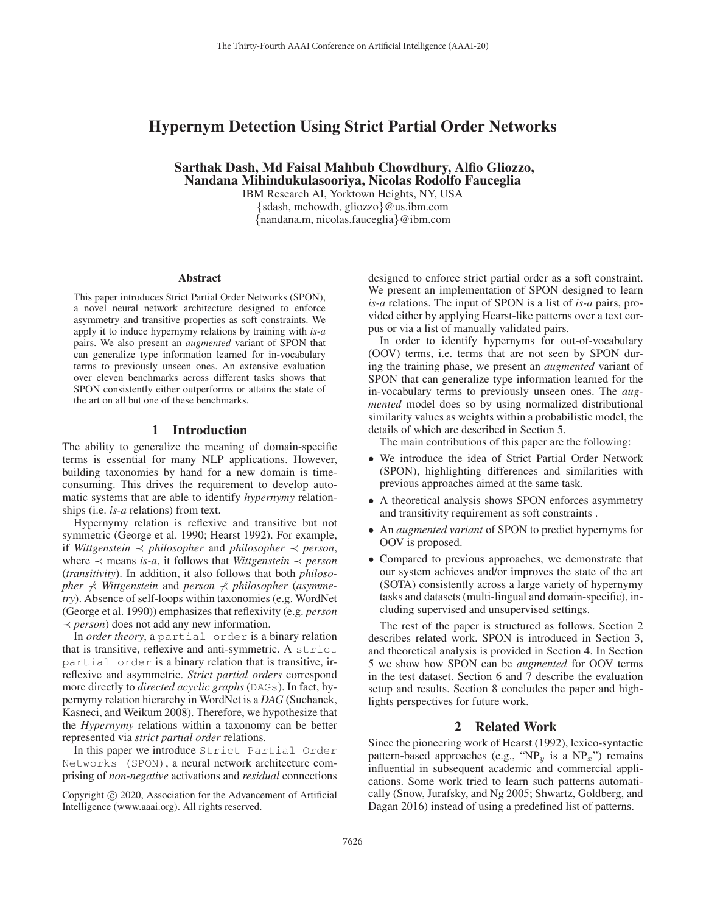# Hypernym Detection Using Strict Partial Order Networks

**Sarthak Dash, Md Faisal Mahbub Chowdhury, Alfio Gliozzo, Nandana Mihindukulasooriya, Nicolas Rodolfo Fauceglia**

IBM Research AI, Yorktown Heights, NY, USA

{sdash, mchowdh, gliozzo}@us.ibm.com

{nandana.m, nicolas.fauceglia}@ibm.com

## Abstract

This paper introduces Strict Partial Order Networks (SPON), a novel neural network architecture designed to enforce asymmetry and transitive properties as soft constraints. We apply it to induce hypernymy relations by training with *is-a* pairs. We also present an *augmented* variant of SPON that can generalize type information learned for in-vocabulary terms to previously unseen ones. An extensive evaluation over eleven benchmarks across different tasks shows that SPON consistently either outperforms or attains the state of the art on all but one of these benchmarks.

## 1 Introduction

The ability to generalize the meaning of domain-specific terms is essential for many NLP applications. However, building taxonomies by hand for a new domain is time-consuming. This drives the requirement to develop automatic systems that are able to identify *hypernymy* relationships (i.e. *is-a* relations) from text.

Hypernymy relation is reflexive and transitive but not symmetric (George et al. 1990; Hearst 1992). For example, if *Wittgenstein* $\prec$ *philosopher* and *philosopher* $\prec$ *person*, where $\prec$ means *is-a*, it follows that *Wittgenstein* $\prec$ *person* (*transitivity*). In addition, it also follows that both *philosopher* $\nprec$ *Wittgenstein* and *person* $\nprec$ *philosopher* (*asymmetry*). Absence of self-loops within taxonomies (e.g. WordNet (George et al. 1990)) emphasizes that reflexivity (e.g. *person* $\prec$ *person*) does not add any new information.

In *order theory*, a `partial order` is a binary relation that is transitive, reflexive and anti-symmetric. A `strict partial order` is a binary relation that is transitive, irreflexive and asymmetric. *Strict partial orders* correspond more directly to *directed acyclic graphs* (`DAGs`). In fact, hypernymy relation hierarchy in WordNet is a *DAG* (Suchanek, Kasneci, and Weikum 2008). Therefore, we hypothesize that the *Hypernymy* relations within a taxonomy can be better represented via *strict partial order* relations.

In this paper we introduce `Strict Partial Order Networks (SPON)`, a neural network architecture comprising of *non-negative* activations and *residual* connections designed to enforce strict partial order as a soft constraint. We present an implementation of SPON designed to learn *is-a* relations. The input of SPON is a list of *is-a* pairs, provided either by applying Hearst-like patterns over a text corpus or via a list of manually validated pairs.

In order to identify hypernyms for out-of-vocabulary (OOV) terms, i.e. terms that are not seen by SPON during the training phase, we present an *augmented* variant of SPON that can generalize type information learned for the in-vocabulary terms to previously unseen ones. The *augmented* model does so by using normalized distributional similarity values as weights within a probabilistic model, the details of which are described in Section 5.

The main contributions of this paper are the following:

- We introduce the idea of Strict Partial Order Network (SPON), highlighting differences and similarities with previous approaches aimed at the same task.
- A theoretical analysis shows SPON enforces asymmetry and transitivity requirement as soft constraints .
- An *augmented variant* of SPON to predict hypernyms for OOV is proposed.
- Compared to previous approaches, we demonstrate that our system achieves and/or improves the state of the art (SOTA) consistently across a large variety of hypernymy tasks and datasets (multi-lingual and domain-specific), including supervised and unsupervised settings.

The rest of the paper is structured as follows. Section 2 describes related work. SPON is introduced in Section 3, and theoretical analysis is provided in Section 4. In Section 5 we show how SPON can be *augmented* for OOV terms in the test dataset. Section 6 and 7 describe the evaluation setup and results. Section 8 concludes the paper and highlights perspectives for future work.

## 2 Related Work

Since the pioneering work of Hearst (1992), lexico-syntactic pattern-based approaches (e.g., "$\text{NP}_y$ is a $\text{NP}_x$") remains influential in subsequent academic and commercial applications. Some work tried to learn such patterns automatically (Snow, Jurafsky, and Ng 2005; Shwartz, Goldberg, and Dagan 2016) instead of using a predefined list of patterns.

Copyright © 2020, Association for the Advancement of Artificial Intelligence (www.aaai.org). All rights reserved.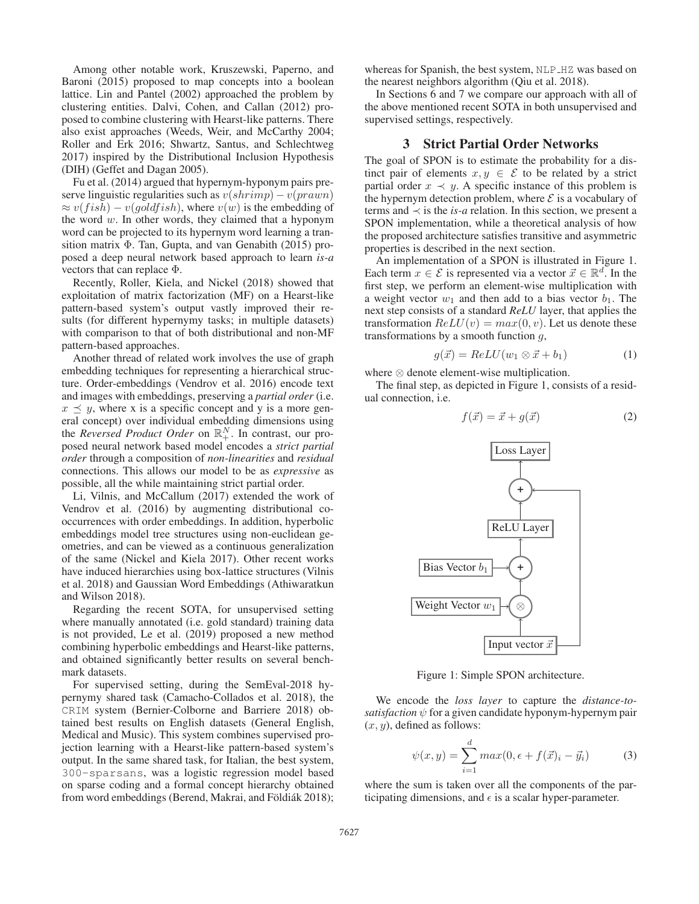Among other notable work, Kruszewski, Paperno, and Baroni (2015) proposed to map concepts into a boolean lattice. Lin and Pantel (2002) approached the problem by clustering entities. Dalvi, Cohen, and Callan (2012) proposed to combine clustering with Hearst-like patterns. There also exist approaches (Weeds, Weir, and McCarthy 2004; Roller and Erk 2016; Shwartz, Santus, and Schlechtweg 2017) inspired by the Distributional Inclusion Hypothesis (DIH) (Geffet and Dagan 2005).

Fu et al. (2014) argued that hypernym-hyponym pairs preserve linguistic regularities such as $v(shrimp) - v(prawn) \approx v(fish) - v(goldfish)$, where $v(w)$ is the embedding of the word $w$. In other words, they claimed that a hyponym word can be projected to its hypernym word learning a transition matrix $\Phi$. Tan, Gupta, and van Genabith (2015) proposed a deep neural network based approach to learn *is-a* vectors that can replace $\Phi$.

Recently, Roller, Kiela, and Nickel (2018) showed that exploitation of matrix factorization (MF) on a Hearst-like pattern-based system's output vastly improved their results (for different hypernymy tasks; in multiple datasets) with comparison to that of both distributional and non-MF pattern-based approaches.

Another thread of related work involves the use of graph embedding techniques for representing a hierarchical structure. Order-embeddings (Vendrov et al. 2016) encode text and images with embeddings, preserving a *partial order* (i.e. $x \preceq y$, where x is a specific concept and y is a more general concept) over individual embedding dimensions using the *Reversed Product Order* on $\mathbb{R}_+^N$. In contrast, our proposed neural network based model encodes a *strict partial order* through a composition of *non-linearities* and *residual* connections. This allows our model to be as *expressive* as possible, all the while maintaining strict partial order.

Li, Vilnis, and McCallum (2017) extended the work of Vendrov et al. (2016) by augmenting distributional co-occurrences with order embeddings. In addition, hyperbolic embeddings model tree structures using non-euclidean geometries, and can be viewed as a continuous generalization of the same (Nickel and Kiela 2017). Other recent works have induced hierarchies using box-lattice structures (Vilnis et al. 2018) and Gaussian Word Embeddings (Athiwaratkun and Wilson 2018).

Regarding the recent SOTA, for unsupervised setting where manually annotated (i.e. gold standard) training data is not provided, Le et al. (2019) proposed a new method combining hyperbolic embeddings and Hearst-like patterns, and obtained significantly better results on several benchmark datasets.

For supervised setting, during the SemEval-2018 hypernymy shared task (Camacho-Collados et al. 2018), the CRIM system (Bernier-Colborne and Barriere 2018) obtained best results on English datasets (General English, Medical and Music). This system combines supervised projection learning with a Hearst-like pattern-based system's output. In the same shared task, for Italian, the best system, 300-sparsans, was a logistic regression model based on sparse coding and a formal concept hierarchy obtained from word embeddings (Berend, Makrai, and Földiák 2018); whereas for Spanish, the best system, NLP_HZ was based on the nearest neighbors algorithm (Qiu et al. 2018).

In Sections 6 and 7 we compare our approach with all of the above mentioned recent SOTA in both unsupervised and supervised settings, respectively.

## 3 Strict Partial Order Networks

The goal of SPON is to estimate the probability for a distinct pair of elements $x, y \in \mathcal{E}$ to be related by a strict partial order $x \prec y$. A specific instance of this problem is the hypernym detection problem, where $\mathcal{E}$ is a vocabulary of terms and $\prec$ is the *is-a* relation. In this section, we present a SPON implementation, while a theoretical analysis of how the proposed architecture satisfies transitive and asymmetric properties is described in the next section.

An implementation of a SPON is illustrated in Figure 1. Each term $x \in \mathcal{E}$ is represented via a vector $\vec{x} \in \mathbb{R}^d$. In the first step, we perform an element-wise multiplication with a weight vector $w_1$ and then add to a bias vector $b_1$. The next step consists of a standard *ReLU* layer, that applies the transformation $ReLU(v) = max(0, v)$. Let us denote these transformations by a smooth function $g$,

$$g(\vec{x}) = ReLU(w_1 \otimes \vec{x} + b_1) \tag{1}$$

where $\otimes$ denote element-wise multiplication.

The final step, as depicted in Figure 1, consists of a residual connection, i.e.

$$f(\vec{x}) = \vec{x} + g(\vec{x}) \tag{2}$$

Figure 1: Simple SPON architecture.

We encode the *loss layer* to capture the *distance-to-satisfaction* $\psi$ for a given candidate hyponym-hypernym pair $(x, y)$, defined as follows:

$$\psi(x, y) = \sum_{i=1}^{d} max(0, \epsilon + f(\vec{x})_i - \vec{y}_i) \tag{3}$$

where the sum is taken over all the components of the participating dimensions, and $\epsilon$ is a scalar hyper-parameter.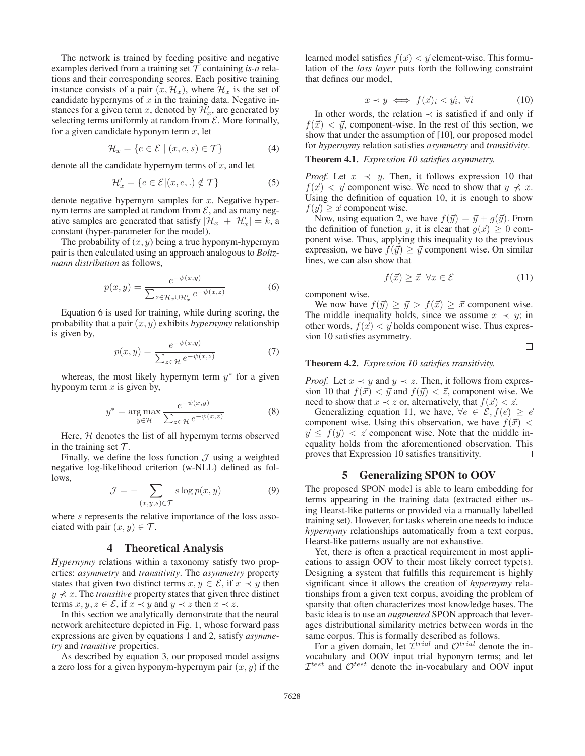The network is trained by feeding positive and negative examples derived from a training set $\mathcal{T}$ containing *is-a* relations and their corresponding scores. Each positive training instance consists of a pair $(x, \mathcal{H}_x)$, where $\mathcal{H}_x$ is the set of candidate hypernyms of $x$ in the training data. Negative instances for a given term $x$, denoted by $\mathcal{H}'_x$, are generated by selecting terms uniformly at random from $\mathcal{E}$. More formally, for a given candidate hyponym term $x$, let

$$\mathcal{H}_x = \{e \in \mathcal{E} \mid (x, e, s) \in \mathcal{T}\} \tag{4}$$

denote all the candidate hypernym terms of $x$, and let

$$\mathcal{H}'_x = \{e \in \mathcal{E} | (x, e, .) \notin \mathcal{T}\} \tag{5}$$

denote negative hypernym samples for $x$. Negative hypernym terms are sampled at random from $\mathcal{E}$, and as many negative samples are generated that satisfy $|\mathcal{H}_x| + |\mathcal{H}'_x| = k$, a constant (hyper-parameter for the model).

The probability of $(x, y)$ being a true hyponym-hypernym pair is then calculated using an approach analogous to *Boltzmann distribution* as follows,

$$p(x, y) = \frac{e^{-\psi(x,y)}}{\sum_{z \in \mathcal{H}_x \cup \mathcal{H}'_x} e^{-\psi(x,z)}} \tag{6}$$

Equation 6 is used for training, while during scoring, the probability that a pair $(x, y)$ exhibits *hypernymy* relationship is given by,

$$p(x, y) = \frac{e^{-\psi(x,y)}}{\sum_{z \in \mathcal{H}} e^{-\psi(x,z)}} \tag{7}$$

whereas, the most likely hypernym term $y^*$ for a given hyponym term $x$ is given by,

$$y^* = \arg\max_{y \in \mathcal{H}} \frac{e^{-\psi(x,y)}}{\sum_{z \in \mathcal{H}} e^{-\psi(x,z)}} \tag{8}$$

Here, $\mathcal{H}$ denotes the list of all hypernym terms observed in the training set $\mathcal{T}$.

Finally, we define the loss function $\mathcal{J}$ using a weighted negative log-likelihood criterion (w-NLL) defined as follows,

$$\mathcal{J} = -\sum_{(x,y,s) \in \mathcal{T}} s \log p(x, y) \tag{9}$$

where $s$ represents the relative importance of the loss associated with pair $(x, y) \in \mathcal{T}$.

## 4 Theoretical Analysis

*Hypernymy* relations within a taxonomy satisfy two properties: *asymmetry* and *transitivity*. The *asymmetry* property states that given two distinct terms $x, y \in \mathcal{E}$, if $x \prec y$ then $y \nprec x$. The *transitive* property states that given three distinct terms $x, y, z \in \mathcal{E}$, if $x \prec y$ and $y \prec z$ then $x \prec z$.

In this section we analytically demonstrate that the neural network architecture depicted in Fig. 1, whose forward pass expressions are given by equations 1 and 2, satisfy *asymmetry* and *transitive* properties.

As described by equation 3, our proposed model assigns a zero loss for a given hyponym-hypernym pair $(x, y)$ if the learned model satisfies $f(\vec{x}) < \vec{y}$ element-wise. This formulation of the *loss layer* puts forth the following constraint that defines our model,

$$x \prec y \iff f(\vec{x})_i < \vec{y}_i, \ \forall i \tag{10}$$

In other words, the relation $\prec$ is satisfied if and only if $f(\vec{x}) < \vec{y}$, component-wise. In the rest of this section, we show that under the assumption of [10], our proposed model for *hypernymy* relation satisfies *asymmetry* and *transitivity*.

**Theorem 4.1.** *Expression 10 satisfies asymmetry.*

*Proof.* Let $x \prec y$. Then, it follows expression 10 that $f(\vec{x}) < \vec{y}$ component wise. We need to show that $y \nprec x$. Using the definition of equation 10, it is enough to show $f(\vec{y}) \geq \vec{x}$ component wise.

Now, using equation 2, we have $f(\vec{y}) = \vec{y} + g(\vec{y})$. From the definition of function $g$, it is clear that $g(\vec{x}) \geq 0$ component wise. Thus, applying this inequality to the previous expression, we have $f(\vec{y}) \geq \vec{y}$ component wise. On similar lines, we can also show that

$$f(\vec{x}) \geq \vec{x} \ \ \forall x \in \mathcal{E} \tag{11}$$

component wise.

We now have $f(\vec{y}) \geq \vec{y} > f(\vec{x}) \geq \vec{x}$ component wise. The middle inequality holds, since we assume $x \prec y$; in other words, $f(\vec{x}) < \vec{y}$ holds component wise. Thus expression 10 satisfies asymmetry. □

**Theorem 4.2.** *Expression 10 satisfies transitivity.*

*Proof.* Let $x \prec y$ and $y \prec z$. Then, it follows from expression 10 that $f(\vec{x}) < \vec{y}$ and $f(\vec{y}) < \vec{z}$, component wise. We need to show that $x \prec z$ or, alternatively, that $f(\vec{x}) < \vec{z}$.

Generalizing equation 11, we have, $\forall e \in \mathcal{E}, f(\vec{e}) \geq \vec{e}$ component wise. Using this observation, we have $f(\vec{x}) < \vec{y} \leq f(\vec{y}) < \vec{z}$ component wise. Note that the middle inequality holds from the aforementioned observation. This proves that Expression 10 satisfies transitivity. □

## 5 Generalizing SPON to OOV

The proposed SPON model is able to learn embedding for terms appearing in the training data (extracted either using Hearst-like patterns or provided via a manually labelled training set). However, for tasks wherein one needs to induce *hypernymy* relationships automatically from a text corpus, Hearst-like patterns usually are not exhaustive.

Yet, there is often a practical requirement in most applications to assign OOV to their most likely correct type(s). Designing a system that fulfills this requirement is highly significant since it allows the creation of *hypernymy* relationships from a given text corpus, avoiding the problem of sparsity that often characterizes most knowledge bases. The basic idea is to use an *augmented* SPON approach that leverages distributional similarity metrics between words in the same corpus. This is formally described as follows.

For a given domain, let $\mathcal{I}^{trial}$ and $\mathcal{O}^{trial}$ denote the in-vocabulary and OOV input trial hyponym terms; and let $\mathcal{I}^{test}$ and $\mathcal{O}^{test}$ denote the in-vocabulary and OOV input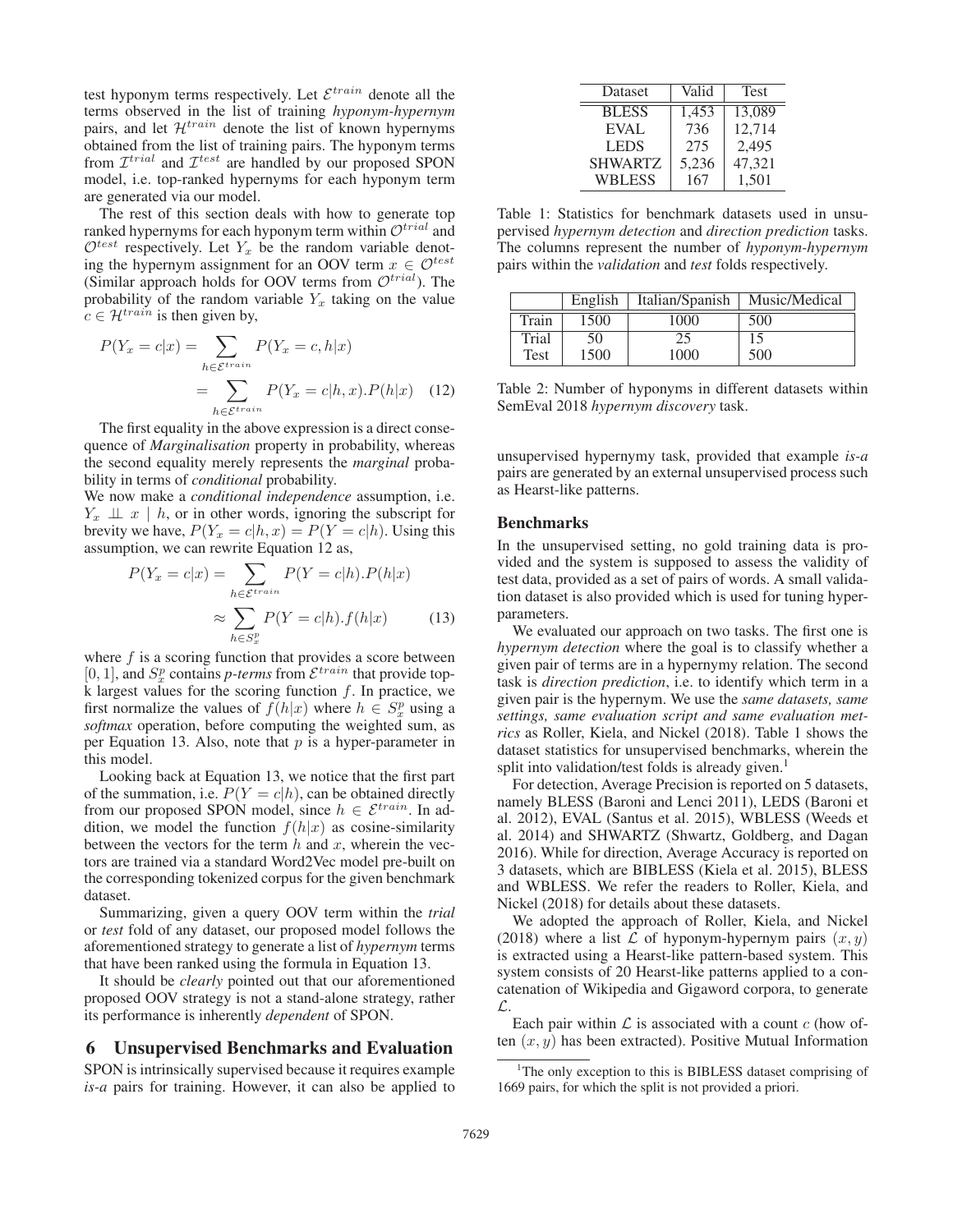test hyponym terms respectively. Let $\mathcal{E}^{train}$ denote all the terms observed in the list of training *hyponym-hypernym* pairs, and let $\mathcal{H}^{train}$ denote the list of known hypernyms obtained from the list of training pairs. The hyponym terms from $\mathcal{I}^{trial}$ and $\mathcal{I}^{test}$ are handled by our proposed SPON model, i.e. top-ranked hypernyms for each hyponym term are generated via our model.

The rest of this section deals with how to generate top ranked hypernyms for each hyponym term within $\mathcal{O}^{trial}$ and $\mathcal{O}^{test}$ respectively. Let $Y_x$ be the random variable denoting the hypernym assignment for an OOV term $x \in \mathcal{O}^{test}$ (Similar approach holds for OOV terms from $\mathcal{O}^{trial}$). The probability of the random variable $Y_x$ taking on the value $c \in \mathcal{H}^{train}$ is then given by,

$$
\begin{aligned}
P(Y_x = c|x) &= \sum_{h \in \mathcal{E}^{train}} P(Y_x = c, h|x) \\
&= \sum_{h \in \mathcal{E}^{train}} P(Y_x = c|h, x).P(h|x) \quad (12)
\end{aligned}
$$

The first equality in the above expression is a direct consequence of *Marginalisation* property in probability, whereas the second equality merely represents the *marginal* probability in terms of *conditional* probability.

We now make a *conditional independence* assumption, i.e. $Y_x \perp\!\!\!\perp x \mid h$, or in other words, ignoring the subscript for brevity we have, $P(Y_x = c|h, x) = P(Y = c|h)$. Using this assumption, we can rewrite Equation 12 as,

$$
\begin{aligned}
P(Y_x = c|x) &= \sum_{h \in \mathcal{E}^{train}} P(Y = c|h).P(h|x) \\
&\approx \sum_{h \in S_x^p} P(Y = c|h).f(h|x) \quad (13)
\end{aligned}
$$

where $f$ is a scoring function that provides a score between $[0, 1]$, and $S_x^p$ contains *p-terms* from $\mathcal{E}^{train}$ that provide top-k largest values for the scoring function $f$. In practice, we first normalize the values of $f(h|x)$ where $h \in S_x^p$ using a *softmax* operation, before computing the weighted sum, as per Equation 13. Also, note that $p$ is a hyper-parameter in this model.

Looking back at Equation 13, we notice that the first part of the summation, i.e. $P(Y = c|h)$, can be obtained directly from our proposed SPON model, since $h \in \mathcal{E}^{train}$. In addition, we model the function $f(h|x)$ as cosine-similarity between the vectors for the term $h$ and $x$, wherein the vectors are trained via a standard Word2Vec model pre-built on the corresponding tokenized corpus for the given benchmark dataset.

Summarizing, given a query OOV term within the *trial* or *test* fold of any dataset, our proposed model follows the aforementioned strategy to generate a list of *hypernym* terms that have been ranked using the formula in Equation 13.

It should be *clearly* pointed out that our aforementioned proposed OOV strategy is not a stand-alone strategy, rather its performance is inherently *dependent* of SPON.

## 6 Unsupervised Benchmarks and Evaluation

SPON is intrinsically supervised because it requires example *is-a* pairs for training. However, it can also be applied to unsupervised hypernymy task, provided that example *is-a* pairs are generated by an external unsupervised process such as Hearst-like patterns.

| Dataset | Valid | Test |
|---|---|---|
| BLESS | 1,453 | 13,089 |
| EVAL | 736 | 12,714 |
| LEDS | 275 | 2,495 |
| SHWARTZ | 5,236 | 47,321 |
| WBLESS | 167 | 1,501 |

Table 1: Statistics for benchmark datasets used in unsupervised *hypernym detection* and *direction prediction* tasks. The columns represent the number of *hyponym-hypernym* pairs within the *validation* and *test* folds respectively.

| | English | Italian/Spanish | Music/Medical |
|---|---|---|---|
| Train | 1500 | 1000 | 500 |
| Trial | 50 | 25 | 15 |
| Test | 1500 | 1000 | 500 |

Table 2: Number of hyponyms in different datasets within SemEval 2018 *hypernym discovery* task.

### Benchmarks

In the unsupervised setting, no gold training data is provided and the system is supposed to assess the validity of test data, provided as a set of pairs of words. A small validation dataset is also provided which is used for tuning hyper-parameters.

We evaluated our approach on two tasks. The first one is *hypernym detection* where the goal is to classify whether a given pair of terms are in a hypernymy relation. The second task is *direction prediction*, i.e. to identify which term in a given pair is the hypernym. We use the *same datasets, same settings, same evaluation script and same evaluation metrics* as Roller, Kiela, and Nickel (2018). Table 1 shows the dataset statistics for unsupervised benchmarks, wherein the split into validation/test folds is already given.[1]

For detection, Average Precision is reported on 5 datasets, namely BLESS (Baroni and Lenci 2011), LEDS (Baroni et al. 2012), EVAL (Santus et al. 2015), WBLESS (Weeds et al. 2014) and SHWARTZ (Shwartz, Goldberg, and Dagan 2016). While for direction, Average Accuracy is reported on 3 datasets, which are BIBLESS (Kiela et al. 2015), BLESS and WBLESS. We refer the readers to Roller, Kiela, and Nickel (2018) for details about these datasets.

We adopted the approach of Roller, Kiela, and Nickel (2018) where a list $\mathcal{L}$ of hyponym-hypernym pairs $(x, y)$ is extracted using a Hearst-like pattern-based system. This system consists of 20 Hearst-like patterns applied to a concatenation of Wikipedia and Gigaword corpora, to generate $\mathcal{L}$.

Each pair within $\mathcal{L}$ is associated with a count $c$ (how often $(x, y)$ has been extracted). Positive Mutual Information

[1] The only exception to this is BIBLESS dataset comprising of 1669 pairs, for which the split is not provided a priori.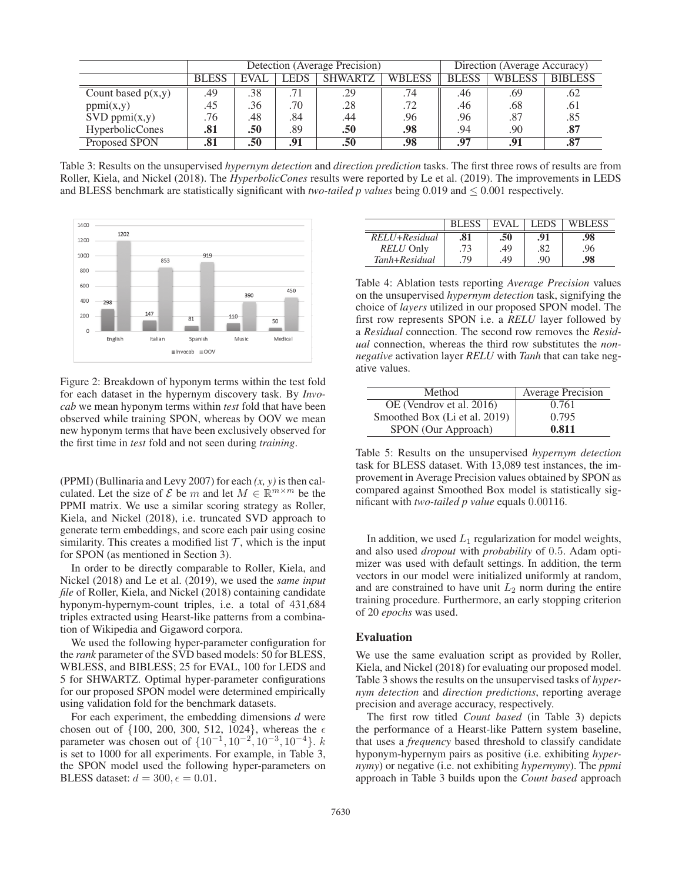|  | Detection (Average Precision) | | | | | Direction (Average Accuracy) | | |
|---|---|---|---|---|---|---|---|---|
|  | BLESS | EVAL | LEDS | SHWARTZ | WBLESS | BLESS | WBLESS | BIBLESS |
| Count based p(x,y) | .49 | .38 | .71 | .29 | .74 | .46 | .69 | .62 |
| ppmi(x,y) | .45 | .36 | .70 | .28 | .72 | .46 | .68 | .61 |
| SVD ppmi(x,y) | .76 | .48 | .84 | .44 | .96 | .96 | .87 | .85 |
| HyperbolicCones | **.81** | **.50** | .89 | **.50** | **.98** | .94 | .90 | **.87** |
| Proposed SPON | **.81** | **.50** | **.91** | **.50** | **.98** | **.97** | **.91** | **.87** |

Table 3: Results on the unsupervised *hypernym detection* and *direction prediction* tasks. The first three rows of results are from Roller, Kiela, and Nickel (2018). The *HyperbolicCones* results were reported by Le et al. (2019). The improvements in LEDS and BLESS benchmark are statistically significant with *two-tailed p values* being 0.019 and $\leq 0.001$ respectively.

Figure 2: Breakdown of hyponym terms within the test fold for each dataset in the hypernym discovery task. By *Invocab* we mean hyponym terms within *test* fold that have been observed while training SPON, whereas by OOV we mean new hyponym terms that have been exclusively observed for the first time in *test* fold and not seen during *training*.

(PPMI) (Bullinaria and Levy 2007) for each *(x, y)* is then calculated. Let the size of $\mathcal{E}$ be $m$ and let $M \in \mathbb{R}^{m \times m}$ be the PPMI matrix. We use a similar scoring strategy as Roller, Kiela, and Nickel (2018), i.e. truncated SVD approach to generate term embeddings, and score each pair using cosine similarity. This creates a modified list $\mathcal{T}$, which is the input for SPON (as mentioned in Section 3).

In order to be directly comparable to Roller, Kiela, and Nickel (2018) and Le et al. (2019), we used the *same input file* of Roller, Kiela, and Nickel (2018) containing candidate hyponym-hypernym-count triples, i.e. a total of 431,684 triples extracted using Hearst-like patterns from a combination of Wikipedia and Gigaword corpora.

We used the following hyper-parameter configuration for the *rank* parameter of the SVD based models: 50 for BLESS, WBLESS, and BIBLESS; 25 for EVAL, 100 for LEDS and 5 for SHWARTZ. Optimal hyper-parameter configurations for our proposed SPON model were determined empirically using validation fold for the benchmark datasets.

For each experiment, the embedding dimensions *d* were chosen out of $\{100, 200, 300, 512, 1024\}$, whereas the $\epsilon$ parameter was chosen out of $\{10^{-1}, 10^{-2}, 10^{-3}, 10^{-4}\}$. $k$ is set to 1000 for all experiments. For example, in Table 3, the SPON model used the following hyper-parameters on BLESS dataset: $d = 300, \epsilon = 0.01$.

|  | BLESS | EVAL | LEDS | WBLESS |
|---|---|---|---|---|
| *RELU+Residual* | **.81** | **.50** | **.91** | **.98** |
| *RELU* Only | .73 | .49 | .82 | .96 |
| *Tanh+Residual* | .79 | .49 | .90 | **.98** |

Table 4: Ablation tests reporting *Average Precision* values on the unsupervised *hypernym detection* task, signifying the choice of *layers* utilized in our proposed SPON model. The first row represents SPON i.e. a *RELU* layer followed by a *Residual* connection. The second row removes the *Residual* connection, whereas the third row substitutes the *non-negative* activation layer *RELU* with *Tanh* that can take negative values.

| Method | Average Precision |
|---|---|
| OE (Vendrov et al. 2016) | 0.761 |
| Smoothed Box (Li et al. 2019) | 0.795 |
| SPON (Our Approach) | **0.811** |

Table 5: Results on the unsupervised *hypernym detection* task for BLESS dataset. With 13,089 test instances, the improvement in Average Precision values obtained by SPON as compared against Smoothed Box model is statistically significant with *two-tailed p value* equals 0.00116.

In addition, we used $L_1$ regularization for model weights, and also used *dropout* with *probability* of 0.5. Adam optimizer was used with default settings. In addition, the term vectors in our model were initialized uniformly at random, and are constrained to have unit $L_2$ norm during the entire training procedure. Furthermore, an early stopping criterion of 20 *epochs* was used.

## Evaluation

We use the same evaluation script as provided by Roller, Kiela, and Nickel (2018) for evaluating our proposed model. Table 3 shows the results on the unsupervised tasks of *hypernym detection* and *direction predictions*, reporting average precision and average accuracy, respectively.

The first row titled *Count based* (in Table 3) depicts the performance of a Hearst-like Pattern system baseline, that uses a *frequency* based threshold to classify candidate hyponym-hypernym pairs as positive (i.e. exhibiting *hypernymy*) or negative (i.e. not exhibiting *hypernymy*). The *ppmi* approach in Table 3 builds upon the *Count based* approach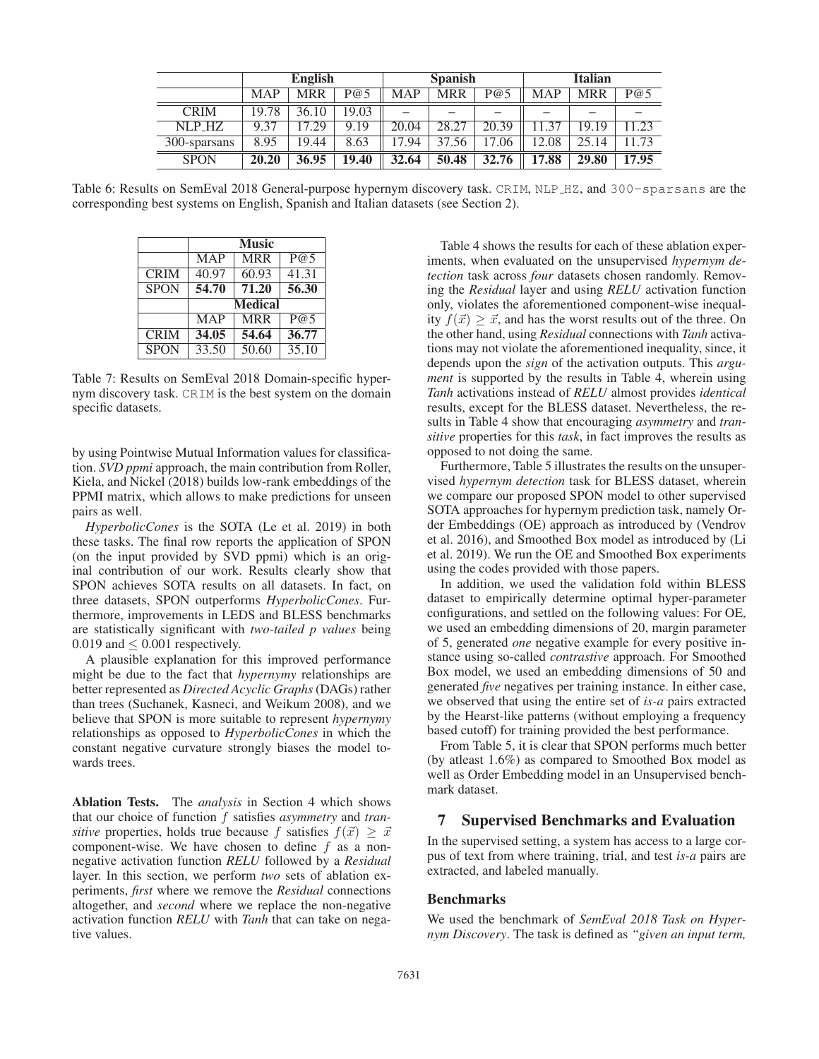| | English | | | Spanish | | | Italian | | |
|---|---|---|---|---|---|---|---|---|---|
| | MAP | MRR | P@5 | MAP | MRR | P@5 | MAP | MRR | P@5 |
| CRIM | 19.78 | 36.10 | 19.03 | – | – | – | – | – | – |
| NLP_HZ | 9.37 | 17.29 | 9.19 | 20.04 | 28.27 | 20.39 | 11.37 | 19.19 | 11.23 |
| 300-sparsans | 8.95 | 19.44 | 8.63 | 17.94 | 37.56 | 17.06 | 12.08 | 25.14 | 11.73 |
| SPON | **20.20** | **36.95** | **19.40** | **32.64** | **50.48** | **32.76** | **17.88** | **29.80** | **17.95** |

Table 6: Results on SemEval 2018 General-purpose hypernym discovery task. CRIM, NLP_HZ, and 300-sparsans are the corresponding best systems on English, Spanish and Italian datasets (see Section 2).

| | Music | | |
|---|---|---|---|
| | MAP | MRR | P@5 |
| CRIM | 40.97 | 60.93 | 41.31 |
| SPON | **54.70** | **71.20** | **56.30** |
| | **Medical** | | |
| | MAP | MRR | P@5 |
| CRIM | **34.05** | **54.64** | **36.77** |
| SPON | 33.50 | 50.60 | 35.10 |

Table 7: Results on SemEval 2018 Domain-specific hypernym discovery task. CRIM is the best system on the domain specific datasets.

by using Pointwise Mutual Information values for classification. *SVD ppmi* approach, the main contribution from Roller, Kiela, and Nickel (2018) builds low-rank embeddings of the PPMI matrix, which allows to make predictions for unseen pairs as well.

*HyperbolicCones* is the SOTA (Le et al. 2019) in both these tasks. The final row reports the application of SPON (on the input provided by SVD ppmi) which is an original contribution of our work. Results clearly show that SPON achieves SOTA results on all datasets. In fact, on three datasets, SPON outperforms *HyperbolicCones*. Furthermore, improvements in LEDS and BLESS benchmarks are statistically significant with *two-tailed p values* being 0.019 and $\leq 0.001$ respectively.

A plausible explanation for this improved performance might be due to the fact that *hypernymy* relationships are better represented as *Directed Acyclic Graphs* (DAGs) rather than trees (Suchanek, Kasneci, and Weikum 2008), and we believe that SPON is more suitable to represent *hypernymy* relationships as opposed to *HyperbolicCones* in which the constant negative curvature strongly biases the model towards trees.

**Ablation Tests.** The *analysis* in Section 4 which shows that our choice of function $f$ satisfies *asymmetry* and *transitive* properties, holds true because $f$ satisfies $f(\vec{x}) \geq \vec{x}$ component-wise. We have chosen to define $f$ as a non-negative activation function *RELU* followed by a *Residual* layer. In this section, we perform *two* sets of ablation experiments, *first* where we remove the *Residual* connections altogether, and *second* where we replace the non-negative activation function *RELU* with *Tanh* that can take on negative values.

Table 4 shows the results for each of these ablation experiments, when evaluated on the unsupervised *hypernym detection* task across *four* datasets chosen randomly. Removing the *Residual* layer and using *RELU* activation function only, violates the aforementioned component-wise inequality $f(\vec{x}) \geq \vec{x}$, and has the worst results out of the three. On the other hand, using *Residual* connections with *Tanh* activations may not violate the aforementioned inequality, since, it depends upon the *sign* of the activation outputs. This *argument* is supported by the results in Table 4, wherein using *Tanh* activations instead of *RELU* almost provides *identical* results, except for the BLESS dataset. Nevertheless, the results in Table 4 show that encouraging *asymmetry* and *transitive* properties for this *task*, in fact improves the results as opposed to not doing the same.

Furthermore, Table 5 illustrates the results on the unsupervised *hypernym detection* task for BLESS dataset, wherein we compare our proposed SPON model to other supervised SOTA approaches for hypernym prediction task, namely Order Embeddings (OE) approach as introduced by (Vendrov et al. 2016), and Smoothed Box model as introduced by (Li et al. 2019). We run the OE and Smoothed Box experiments using the codes provided with those papers.

In addition, we used the validation fold within BLESS dataset to empirically determine optimal hyper-parameter configurations, and settled on the following values: For OE, we used an embedding dimensions of 20, margin parameter of 5, generated *one* negative example for every positive instance using so-called *contrastive* approach. For Smoothed Box model, we used an embedding dimensions of 50 and generated *five* negatives per training instance. In either case, we observed that using the entire set of *is-a* pairs extracted by the Hearst-like patterns (without employing a frequency based cutoff) for training provided the best performance.

From Table 5, it is clear that SPON performs much better (by atleast 1.6%) as compared to Smoothed Box model as well as Order Embedding model in an Unsupervised benchmark dataset.

## 7 Supervised Benchmarks and Evaluation

In the supervised setting, a system has access to a large corpus of text from where training, trial, and test *is-a* pairs are extracted, and labeled manually.

### Benchmarks

We used the benchmark of *SemEval 2018 Task on Hypernym Discovery*. The task is defined as *"given an input term,*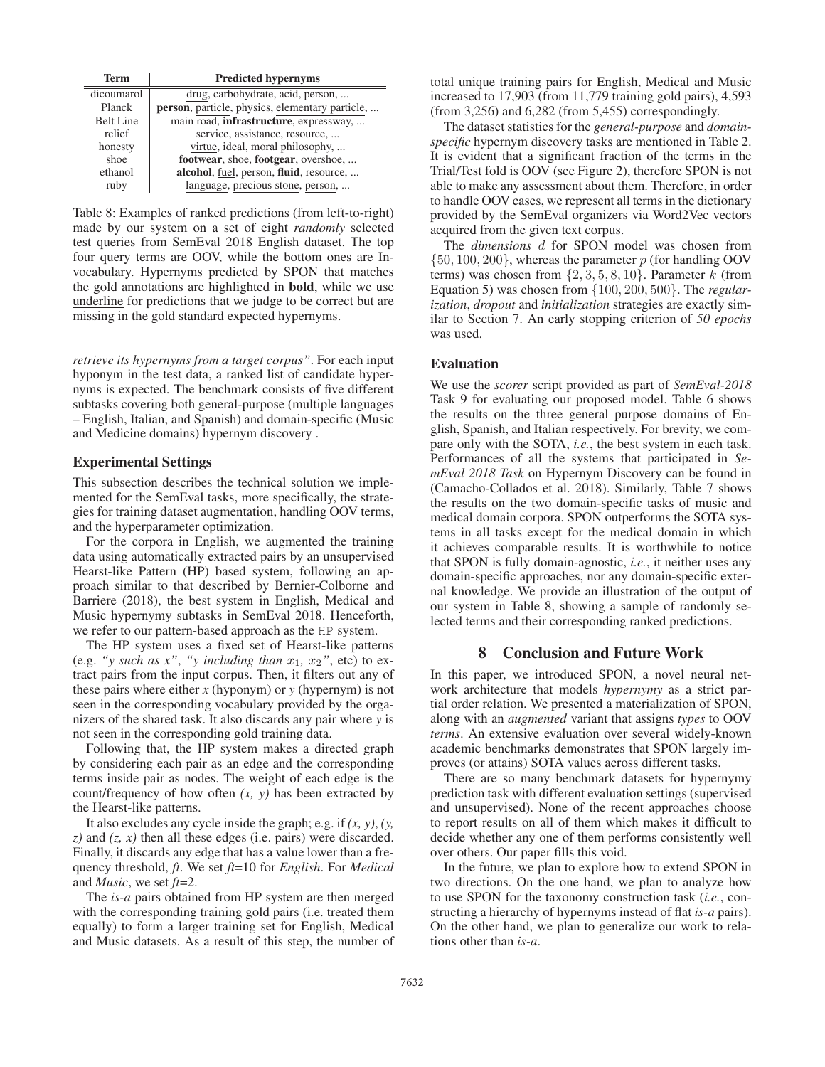| Term | Predicted hypernyms |
|---|---|
| dicoumarol | drug, carbohydrate, acid, person, ... |
| Planck | **person**, particle, physics, elementary particle, ... |
| Belt Line | main road, **infrastructure**, expressway, ... |
| relief | service, assistance, resource, ... |
| honesty | virtue, ideal, moral philosophy, ... |
| shoe | **footwear**, shoe, **footgear**, overshoe, ... |
| ethanol | **alcohol**, fuel, person, **fluid**, resource, ... |
| ruby | language, precious stone, person, ... |

Table 8: Examples of ranked predictions (from left-to-right) made by our system on a set of eight *randomly* selected test queries from SemEval 2018 English dataset. The top four query terms are OOV, while the bottom ones are In-vocabulary. Hypernyms predicted by SPON that matches the gold annotations are highlighted in **bold**, while we use underline for predictions that we judge to be correct but are missing in the gold standard expected hypernyms.

*retrieve its hypernyms from a target corpus"*. For each input hyponym in the test data, a ranked list of candidate hypernyms is expected. The benchmark consists of five different subtasks covering both general-purpose (multiple languages – English, Italian, and Spanish) and domain-specific (Music and Medicine domains) hypernym discovery .

### Experimental Settings

This subsection describes the technical solution we implemented for the SemEval tasks, more specifically, the strategies for training dataset augmentation, handling OOV terms, and the hyperparameter optimization.

For the corpora in English, we augmented the training data using automatically extracted pairs by an unsupervised Hearst-like Pattern (HP) based system, following an approach similar to that described by Bernier-Colborne and Barriere (2018), the best system in English, Medical and Music hypernymy subtasks in SemEval 2018. Henceforth, we refer to our pattern-based approach as the HP system.

The HP system uses a fixed set of Hearst-like patterns (e.g. *"y such as x"*, *"y including than $x_1$, $x_2$"*, etc) to extract pairs from the input corpus. Then, it filters out any of these pairs where either *x* (hyponym) or *y* (hypernym) is not seen in the corresponding vocabulary provided by the organizers of the shared task. It also discards any pair where *y* is not seen in the corresponding gold training data.

Following that, the HP system makes a directed graph by considering each pair as an edge and the corresponding terms inside pair as nodes. The weight of each edge is the count/frequency of how often *(x, y)* has been extracted by the Hearst-like patterns.

It also excludes any cycle inside the graph; e.g. if *(x, y)*, *(y, z)* and *(z, x)* then all these edges (i.e. pairs) were discarded. Finally, it discards any edge that has a value lower than a frequency threshold, *ft*. We set *ft*=10 for *English*. For *Medical* and *Music*, we set *ft*=2.

The *is-a* pairs obtained from HP system are then merged with the corresponding training gold pairs (i.e. treated them equally) to form a larger training set for English, Medical and Music datasets. As a result of this step, the number of total unique training pairs for English, Medical and Music increased to 17,903 (from 11,779 training gold pairs), 4,593 (from 3,256) and 6,282 (from 5,455) correspondingly.

The dataset statistics for the *general-purpose* and *domain-specific* hypernym discovery tasks are mentioned in Table 2. It is evident that a significant fraction of the terms in the Trial/Test fold is OOV (see Figure 2), therefore SPON is not able to make any assessment about them. Therefore, in order to handle OOV cases, we represent all terms in the dictionary provided by the SemEval organizers via Word2Vec vectors acquired from the given text corpus.

The *dimensions* $d$ for SPON model was chosen from $\{50, 100, 200\}$, whereas the parameter $p$ (for handling OOV terms) was chosen from $\{2, 3, 5, 8, 10\}$. Parameter $k$ (from Equation 5) was chosen from $\{100, 200, 500\}$. The *regularization*, *dropout* and *initialization* strategies are exactly similar to Section 7. An early stopping criterion of *50 epochs* was used.

### Evaluation

We use the *scorer* script provided as part of *SemEval-2018* Task 9 for evaluating our proposed model. Table 6 shows the results on the three general purpose domains of English, Spanish, and Italian respectively. For brevity, we compare only with the SOTA, *i.e.*, the best system in each task. Performances of all the systems that participated in *SemEval 2018 Task* on Hypernym Discovery can be found in (Camacho-Collados et al. 2018). Similarly, Table 7 shows the results on the two domain-specific tasks of music and medical domain corpora. SPON outperforms the SOTA systems in all tasks except for the medical domain in which it achieves comparable results. It is worthwhile to notice that SPON is fully domain-agnostic, *i.e.*, it neither uses any domain-specific approaches, nor any domain-specific external knowledge. We provide an illustration of the output of our system in Table 8, showing a sample of randomly selected terms and their corresponding ranked predictions.

## 8 Conclusion and Future Work

In this paper, we introduced SPON, a novel neural network architecture that models *hypernymy* as a strict partial order relation. We presented a materialization of SPON, along with an *augmented* variant that assigns *types* to OOV *terms*. An extensive evaluation over several widely-known academic benchmarks demonstrates that SPON largely improves (or attains) SOTA values across different tasks.

There are so many benchmark datasets for hypernymy prediction task with different evaluation settings (supervised and unsupervised). None of the recent approaches choose to report results on all of them which makes it difficult to decide whether any one of them performs consistently well over others. Our paper fills this void.

In the future, we plan to explore how to extend SPON in two directions. On the one hand, we plan to analyze how to use SPON for the taxonomy construction task (*i.e.*, constructing a hierarchy of hypernyms instead of flat *is-a* pairs). On the other hand, we plan to generalize our work to relations other than *is-a*.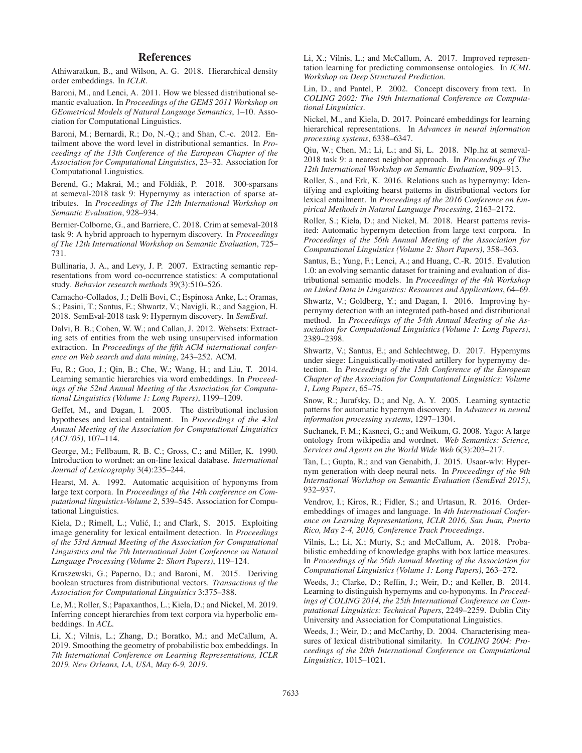# References

Athiwaratkun, B., and Wilson, A. G. 2018. Hierarchical density order embeddings. In *ICLR*.

Baroni, M., and Lenci, A. 2011. How we blessed distributional semantic evaluation. In *Proceedings of the GEMS 2011 Workshop on GEometrical Models of Natural Language Semantics*, 1–10. Association for Computational Linguistics.

Baroni, M.; Bernardi, R.; Do, N.-Q.; and Shan, C.-c. 2012. Entailment above the word level in distributional semantics. In *Proceedings of the 13th Conference of the European Chapter of the Association for Computational Linguistics*, 23–32. Association for Computational Linguistics.

Berend, G.; Makrai, M.; and Földiák, P. 2018. 300-sparsans at semeval-2018 task 9: Hypernymy as interaction of sparse attributes. In *Proceedings of The 12th International Workshop on Semantic Evaluation*, 928–934.

Bernier-Colborne, G., and Barriere, C. 2018. Crim at semeval-2018 task 9: A hybrid approach to hypernym discovery. In *Proceedings of The 12th International Workshop on Semantic Evaluation*, 725–731.

Bullinaria, J. A., and Levy, J. P. 2007. Extracting semantic representations from word co-occurrence statistics: A computational study. *Behavior research methods* 39(3):510–526.

Camacho-Collados, J.; Delli Bovi, C.; Espinosa Anke, L.; Oramas, S.; Pasini, T.; Santus, E.; Shwartz, V.; Navigli, R.; and Saggion, H. 2018. SemEval-2018 task 9: Hypernym discovery. In *SemEval*.

Dalvi, B. B.; Cohen, W. W.; and Callan, J. 2012. Websets: Extracting sets of entities from the web using unsupervised information extraction. In *Proceedings of the fifth ACM international conference on Web search and data mining*, 243–252. ACM.

Fu, R.; Guo, J.; Qin, B.; Che, W.; Wang, H.; and Liu, T. 2014. Learning semantic hierarchies via word embeddings. In *Proceedings of the 52nd Annual Meeting of the Association for Computational Linguistics (Volume 1: Long Papers)*, 1199–1209.

Geffet, M., and Dagan, I. 2005. The distributional inclusion hypotheses and lexical entailment. In *Proceedings of the 43rd Annual Meeting of the Association for Computational Linguistics (ACL'05)*, 107–114.

George, M.; Fellbaum, R. B. C.; Gross, C.; and Miller, K. 1990. Introduction to wordnet: an on-line lexical database. *International Journal of Lexicography* 3(4):235–244.

Hearst, M. A. 1992. Automatic acquisition of hyponyms from large text corpora. In *Proceedings of the 14th conference on Computational linguistics-Volume 2*, 539–545. Association for Computational Linguistics.

Kiela, D.; Rimell, L.; Vulić, I.; and Clark, S. 2015. Exploiting image generality for lexical entailment detection. In *Proceedings of the 53rd Annual Meeting of the Association for Computational Linguistics and the 7th International Joint Conference on Natural Language Processing (Volume 2: Short Papers)*, 119–124.

Kruszewski, G.; Paperno, D.; and Baroni, M. 2015. Deriving boolean structures from distributional vectors. *Transactions of the Association for Computational Linguistics* 3:375–388.

Le, M.; Roller, S.; Papaxanthos, L.; Kiela, D.; and Nickel, M. 2019. Inferring concept hierarchies from text corpora via hyperbolic embeddings. In *ACL*.

Li, X.; Vilnis, L.; Zhang, D.; Boratko, M.; and McCallum, A. 2019. Smoothing the geometry of probabilistic box embeddings. In *7th International Conference on Learning Representations, ICLR 2019, New Orleans, LA, USA, May 6-9, 2019*.

Li, X.; Vilnis, L.; and McCallum, A. 2017. Improved representation learning for predicting commonsense ontologies. In *ICML Workshop on Deep Structured Prediction*.

Lin, D., and Pantel, P. 2002. Concept discovery from text. In *COLING 2002: The 19th International Conference on Computational Linguistics*.

Nickel, M., and Kiela, D. 2017. Poincaré embeddings for learning hierarchical representations. In *Advances in neural information processing systems*, 6338–6347.

Qiu, W.; Chen, M.; Li, L.; and Si, L. 2018. Nlp_hz at semeval-2018 task 9: a nearest neighbor approach. In *Proceedings of The 12th International Workshop on Semantic Evaluation*, 909–913.

Roller, S., and Erk, K. 2016. Relations such as hypernymy: Identifying and exploiting hearst patterns in distributional vectors for lexical entailment. In *Proceedings of the 2016 Conference on Empirical Methods in Natural Language Processing*, 2163–2172.

Roller, S.; Kiela, D.; and Nickel, M. 2018. Hearst patterns revisited: Automatic hypernym detection from large text corpora. In *Proceedings of the 56th Annual Meeting of the Association for Computational Linguistics (Volume 2: Short Papers)*, 358–363.

Santus, E.; Yung, F.; Lenci, A.; and Huang, C.-R. 2015. Evalution 1.0: an evolving semantic dataset for training and evaluation of distributional semantic models. In *Proceedings of the 4th Workshop on Linked Data in Linguistics: Resources and Applications*, 64–69.

Shwartz, V.; Goldberg, Y.; and Dagan, I. 2016. Improving hypernymy detection with an integrated path-based and distributional method. In *Proceedings of the 54th Annual Meeting of the Association for Computational Linguistics (Volume 1: Long Papers)*, 2389–2398.

Shwartz, V.; Santus, E.; and Schlechtweg, D. 2017. Hypernyms under siege: Linguistically-motivated artillery for hypernymy detection. In *Proceedings of the 15th Conference of the European Chapter of the Association for Computational Linguistics: Volume 1, Long Papers*, 65–75.

Snow, R.; Jurafsky, D.; and Ng, A. Y. 2005. Learning syntactic patterns for automatic hypernym discovery. In *Advances in neural information processing systems*, 1297–1304.

Suchanek, F. M.; Kasneci, G.; and Weikum, G. 2008. Yago: A large ontology from wikipedia and wordnet. *Web Semantics: Science, Services and Agents on the World Wide Web* 6(3):203–217.

Tan, L.; Gupta, R.; and van Genabith, J. 2015. Usaar-wlv: Hypernym generation with deep neural nets. In *Proceedings of the 9th International Workshop on Semantic Evaluation (SemEval 2015)*, 932–937.

Vendrov, I.; Kiros, R.; Fidler, S.; and Urtasun, R. 2016. Order-embeddings of images and language. In *4th International Conference on Learning Representations, ICLR 2016, San Juan, Puerto Rico, May 2-4, 2016, Conference Track Proceedings*.

Vilnis, L.; Li, X.; Murty, S.; and McCallum, A. 2018. Probabilistic embedding of knowledge graphs with box lattice measures. In *Proceedings of the 56th Annual Meeting of the Association for Computational Linguistics (Volume 1: Long Papers)*, 263–272.

Weeds, J.; Clarke, D.; Reffin, J.; Weir, D.; and Keller, B. 2014. Learning to distinguish hypernyms and co-hyponyms. In *Proceedings of COLING 2014, the 25th International Conference on Computational Linguistics: Technical Papers*, 2249–2259. Dublin City University and Association for Computational Linguistics.

Weeds, J.; Weir, D.; and McCarthy, D. 2004. Characterising measures of lexical distributional similarity. In *COLING 2004: Proceedings of the 20th International Conference on Computational Linguistics*, 1015–1021.